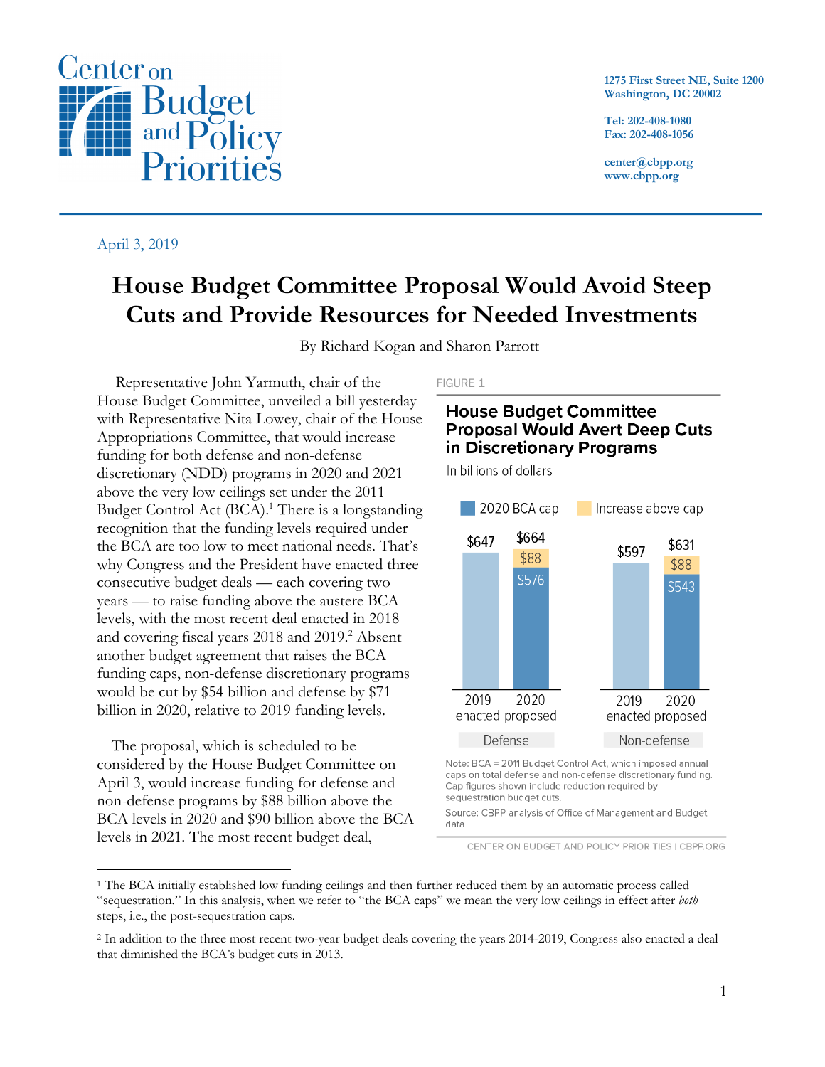# House Budget Committee Proposal Would Avoid Steep Cuts and Provide Resources for Needed Investments

By Richard Kogan and Sharon Parrott

April 3, 2019

Representative John Yarmuth, chair of the House Budget Committee, unveiled a bill yesterday with Representative Nita Lowey, chair of the House Appropriations Committee, that would increase funding for both defense and non-defense discretionary (NDD) programs in 2020 and 2021 above the very low ceilings set under the 2011 Budget Control Act (BCA).[1] There is a longstanding recognition that the funding levels required under the BCA are too low to meet national needs. That's why Congress and the President have enacted three consecutive budget deals — each covering two years — to raise funding above the austere BCA levels, with the most recent deal enacted in 2018 and covering fiscal years 2018 and 2019.[2] Absent another budget agreement that raises the BCA funding caps, non-defense discretionary programs would be cut by $54 billion and defense by $71 billion in 2020, relative to 2019 funding levels.

The proposal, which is scheduled to be considered by the House Budget Committee on April 3, would increase funding for defense and non-defense programs by $88 billion above the BCA levels in 2020 and $90 billion above the BCA levels in 2021. The most recent budget deal,

FIGURE 1

**House Budget Committee Proposal Would Avert Deep Cuts in Discretionary Programs**

In billions of dollars

| | Defense 2019 enacted | Defense 2020 proposed | Non-defense 2019 enacted | Non-defense 2020 proposed |
|---|---|---|---|---|
| Total | $647 | $664 | $597 | $631 |
| 2020 BCA cap | | $576 | | $543 |
| Increase above cap | | $88 | | $88 |

Note: BCA = 2011 Budget Control Act, which imposed annual caps on total defense and non-defense discretionary funding. Cap figures shown include reduction required by sequestration budget cuts.

Source: CBPP analysis of Office of Management and Budget data

CENTER ON BUDGET AND POLICY PRIORITIES | CBPP.ORG

---

[1] The BCA initially established low funding ceilings and then further reduced them by an automatic process called "sequestration." In this analysis, when we refer to "the BCA caps" we mean the very low ceilings in effect after *both* steps, i.e., the post-sequestration caps.

[2] In addition to the three most recent two-year budget deals covering the years 2014-2019, Congress also enacted a deal that diminished the BCA's budget cuts in 2013.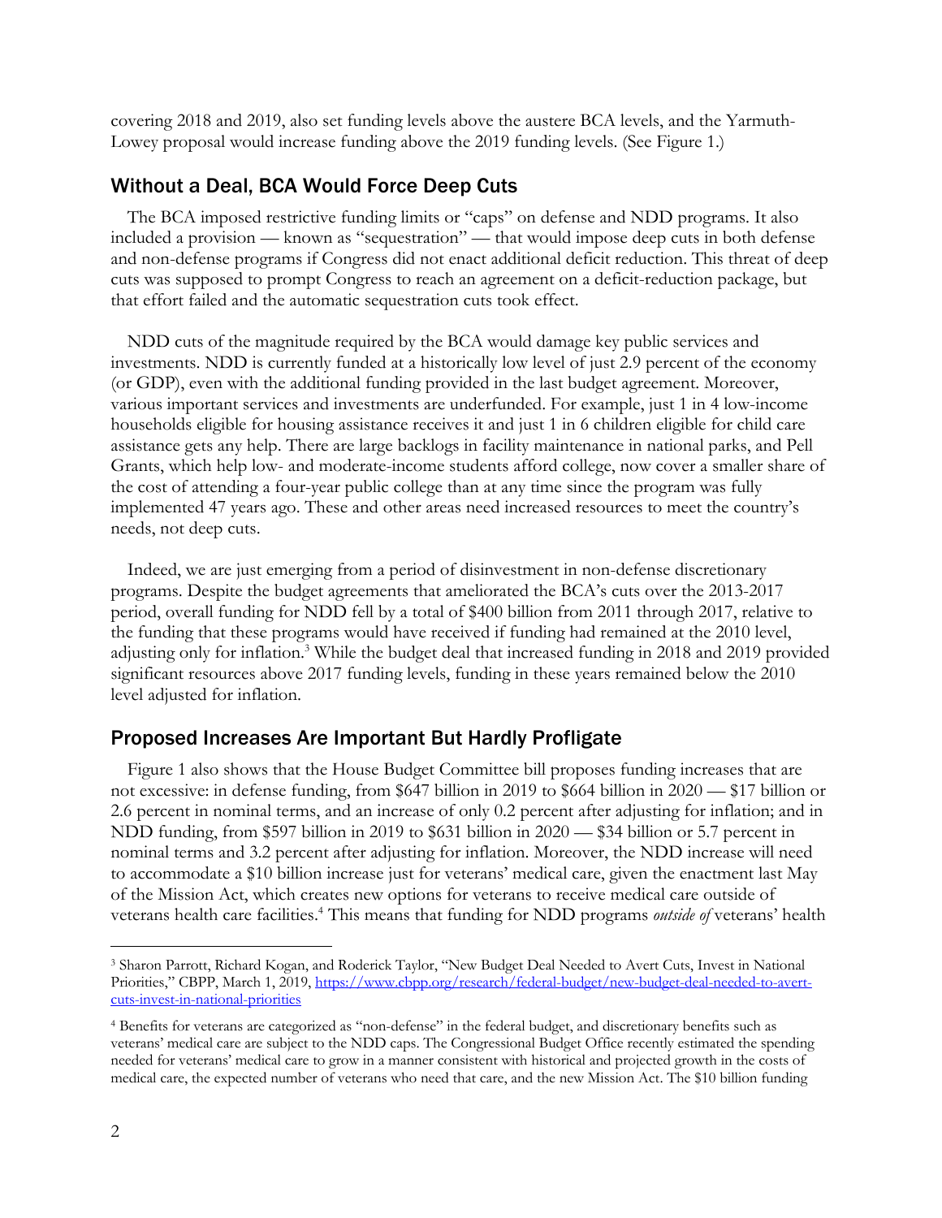covering 2018 and 2019, also set funding levels above the austere BCA levels, and the Yarmuth-Lowey proposal would increase funding above the 2019 funding levels. (See Figure 1.)

## Without a Deal, BCA Would Force Deep Cuts

The BCA imposed restrictive funding limits or "caps" on defense and NDD programs. It also included a provision — known as "sequestration" — that would impose deep cuts in both defense and non-defense programs if Congress did not enact additional deficit reduction. This threat of deep cuts was supposed to prompt Congress to reach an agreement on a deficit-reduction package, but that effort failed and the automatic sequestration cuts took effect.

NDD cuts of the magnitude required by the BCA would damage key public services and investments. NDD is currently funded at a historically low level of just 2.9 percent of the economy (or GDP), even with the additional funding provided in the last budget agreement. Moreover, various important services and investments are underfunded. For example, just 1 in 4 low-income households eligible for housing assistance receives it and just 1 in 6 children eligible for child care assistance gets any help. There are large backlogs in facility maintenance in national parks, and Pell Grants, which help low- and moderate-income students afford college, now cover a smaller share of the cost of attending a four-year public college than at any time since the program was fully implemented 47 years ago. These and other areas need increased resources to meet the country's needs, not deep cuts.

Indeed, we are just emerging from a period of disinvestment in non-defense discretionary programs. Despite the budget agreements that ameliorated the BCA's cuts over the 2013-2017 period, overall funding for NDD fell by a total of $400 billion from 2011 through 2017, relative to the funding that these programs would have received if funding had remained at the 2010 level, adjusting only for inflation.[3] While the budget deal that increased funding in 2018 and 2019 provided significant resources above 2017 funding levels, funding in these years remained below the 2010 level adjusted for inflation.

## Proposed Increases Are Important But Hardly Profligate

Figure 1 also shows that the House Budget Committee bill proposes funding increases that are not excessive: in defense funding, from $647 billion in 2019 to $664 billion in 2020 — $17 billion or 2.6 percent in nominal terms, and an increase of only 0.2 percent after adjusting for inflation; and in NDD funding, from $597 billion in 2019 to $631 billion in 2020 — $34 billion or 5.7 percent in nominal terms and 3.2 percent after adjusting for inflation. Moreover, the NDD increase will need to accommodate a $10 billion increase just for veterans' medical care, given the enactment last May of the Mission Act, which creates new options for veterans to receive medical care outside of veterans health care facilities.[4] This means that funding for NDD programs *outside of* veterans' health

---

[3] Sharon Parrott, Richard Kogan, and Roderick Taylor, "New Budget Deal Needed to Avert Cuts, Invest in National Priorities," CBPP, March 1, 2019, https://www.cbpp.org/research/federal-budget/new-budget-deal-needed-to-avert-cuts-invest-in-national-priorities

[4] Benefits for veterans are categorized as "non-defense" in the federal budget, and discretionary benefits such as veterans' medical care are subject to the NDD caps. The Congressional Budget Office recently estimated the spending needed for veterans' medical care to grow in a manner consistent with historical and projected growth in the costs of medical care, the expected number of veterans who need that care, and the new Mission Act. The $10 billion funding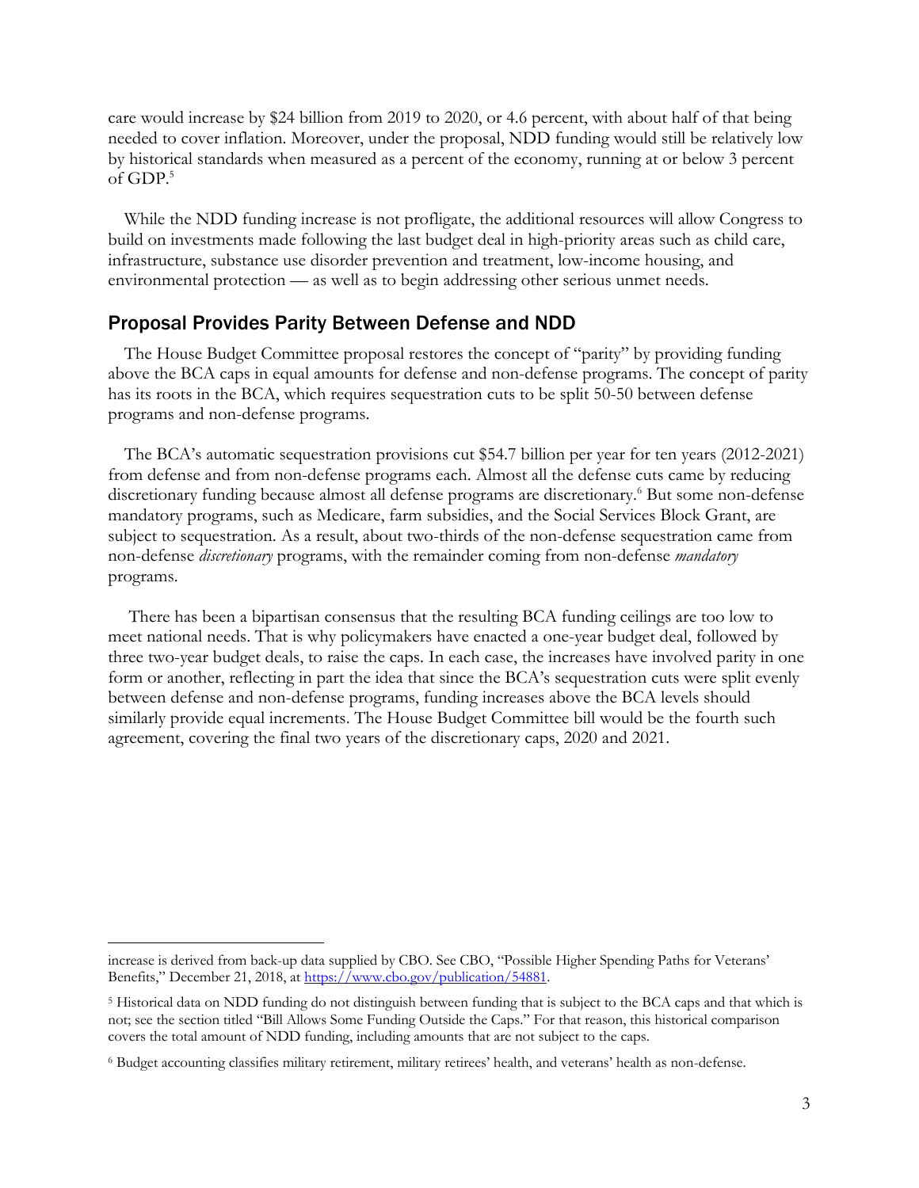care would increase by $24 billion from 2019 to 2020, or 4.6 percent, with about half of that being needed to cover inflation. Moreover, under the proposal, NDD funding would still be relatively low by historical standards when measured as a percent of the economy, running at or below 3 percent of GDP.[5]

While the NDD funding increase is not profligate, the additional resources will allow Congress to build on investments made following the last budget deal in high-priority areas such as child care, infrastructure, substance use disorder prevention and treatment, low-income housing, and environmental protection — as well as to begin addressing other serious unmet needs.

## Proposal Provides Parity Between Defense and NDD

The House Budget Committee proposal restores the concept of "parity" by providing funding above the BCA caps in equal amounts for defense and non-defense programs. The concept of parity has its roots in the BCA, which requires sequestration cuts to be split 50-50 between defense programs and non-defense programs.

The BCA's automatic sequestration provisions cut $54.7 billion per year for ten years (2012-2021) from defense and from non-defense programs each. Almost all the defense cuts came by reducing discretionary funding because almost all defense programs are discretionary.[6] But some non-defense mandatory programs, such as Medicare, farm subsidies, and the Social Services Block Grant, are subject to sequestration. As a result, about two-thirds of the non-defense sequestration came from non-defense *discretionary* programs, with the remainder coming from non-defense *mandatory* programs.

There has been a bipartisan consensus that the resulting BCA funding ceilings are too low to meet national needs. That is why policymakers have enacted a one-year budget deal, followed by three two-year budget deals, to raise the caps. In each case, the increases have involved parity in one form or another, reflecting in part the idea that since the BCA's sequestration cuts were split evenly between defense and non-defense programs, funding increases above the BCA levels should similarly provide equal increments. The House Budget Committee bill would be the fourth such agreement, covering the final two years of the discretionary caps, 2020 and 2021.

---

increase is derived from back-up data supplied by CBO. See CBO, "Possible Higher Spending Paths for Veterans' Benefits," December 21, 2018, at https://www.cbo.gov/publication/54881.

[5] Historical data on NDD funding do not distinguish between funding that is subject to the BCA caps and that which is not; see the section titled "Bill Allows Some Funding Outside the Caps." For that reason, this historical comparison covers the total amount of NDD funding, including amounts that are not subject to the caps.

[6] Budget accounting classifies military retirement, military retirees' health, and veterans' health as non-defense.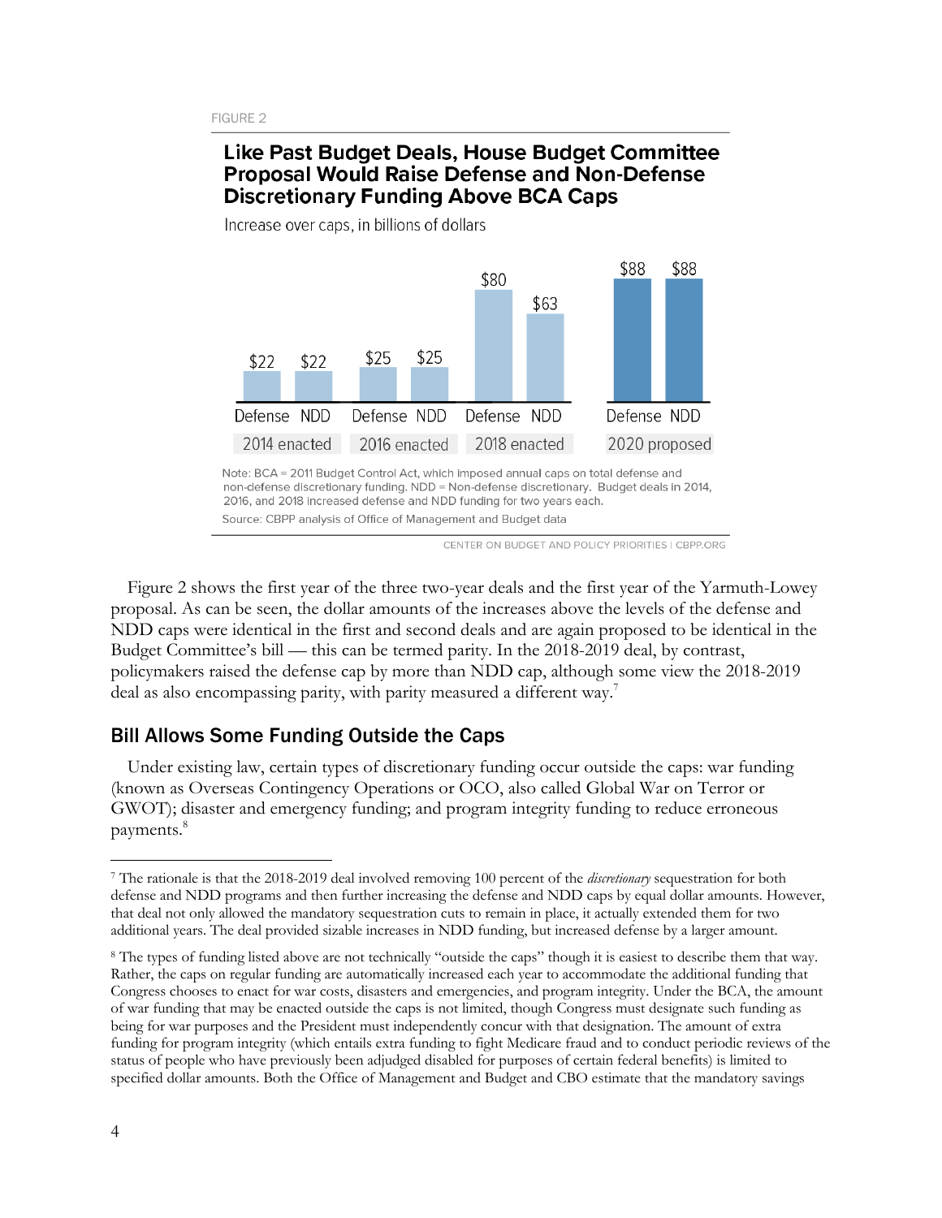FIGURE 2

**Like Past Budget Deals, House Budget Committee Proposal Would Raise Defense and Non-Defense Discretionary Funding Above BCA Caps**

Increase over caps, in billions of dollars

| | Defense | NDD |
|---|---|---|
| 2014 enacted | $22 | $22 |
| 2016 enacted | $25 | $25 |
| 2018 enacted | $80 | $63 |
| 2020 proposed | $88 | $88 |

Note: BCA = 2011 Budget Control Act, which imposed annual caps on total defense and non-defense discretionary funding. NDD = Non-defense discretionary. Budget deals in 2014, 2016, and 2018 increased defense and NDD funding for two years each.

Source: CBPP analysis of Office of Management and Budget data

CENTER ON BUDGET AND POLICY PRIORITIES | CBPP.ORG

Figure 2 shows the first year of the three two-year deals and the first year of the Yarmuth-Lowey proposal. As can be seen, the dollar amounts of the increases above the levels of the defense and NDD caps were identical in the first and second deals and are again proposed to be identical in the Budget Committee's bill — this can be termed parity. In the 2018-2019 deal, by contrast, policymakers raised the defense cap by more than NDD cap, although some view the 2018-2019 deal as also encompassing parity, with parity measured a different way.[7]

## Bill Allows Some Funding Outside the Caps

Under existing law, certain types of discretionary funding occur outside the caps: war funding (known as Overseas Contingency Operations or OCO, also called Global War on Terror or GWOT); disaster and emergency funding; and program integrity funding to reduce erroneous payments.[8]

---

[7] The rationale is that the 2018-2019 deal involved removing 100 percent of the *discretionary* sequestration for both defense and NDD programs and then further increasing the defense and NDD caps by equal dollar amounts. However, that deal not only allowed the mandatory sequestration cuts to remain in place, it actually extended them for two additional years. The deal provided sizable increases in NDD funding, but increased defense by a larger amount.

[8] The types of funding listed above are not technically "outside the caps" though it is easiest to describe them that way. Rather, the caps on regular funding are automatically increased each year to accommodate the additional funding that Congress chooses to enact for war costs, disasters and emergencies, and program integrity. Under the BCA, the amount of war funding that may be enacted outside the caps is not limited, though Congress must designate such funding as being for war purposes and the President must independently concur with that designation. The amount of extra funding for program integrity (which entails extra funding to fight Medicare fraud and to conduct periodic reviews of the status of people who have previously been adjudged disabled for purposes of certain federal benefits) is limited to specified dollar amounts. Both the Office of Management and Budget and CBO estimate that the mandatory savings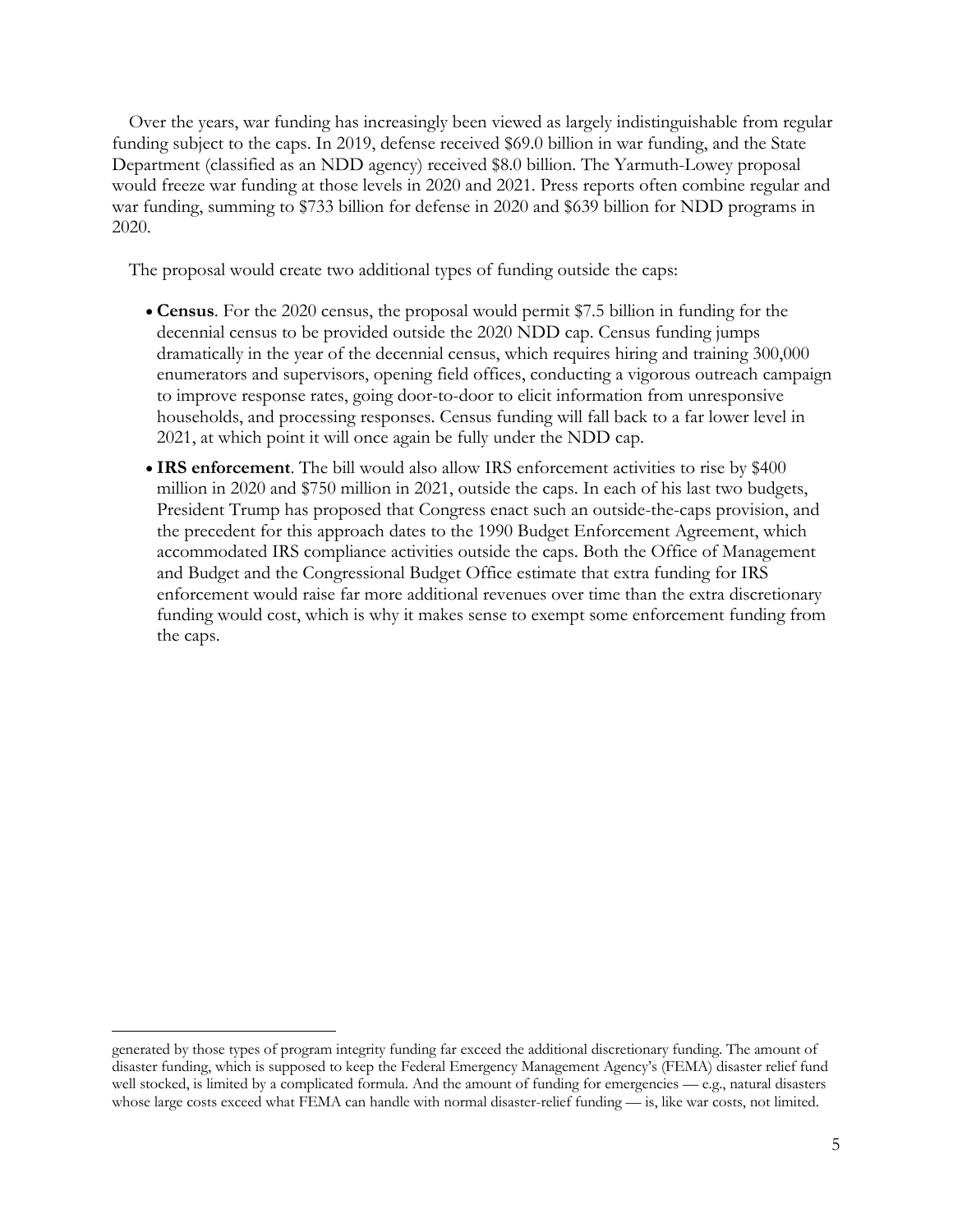Over the years, war funding has increasingly been viewed as largely indistinguishable from regular funding subject to the caps. In 2019, defense received $69.0 billion in war funding, and the State Department (classified as an NDD agency) received $8.0 billion. The Yarmuth-Lowey proposal would freeze war funding at those levels in 2020 and 2021. Press reports often combine regular and war funding, summing to $733 billion for defense in 2020 and $639 billion for NDD programs in 2020.

The proposal would create two additional types of funding outside the caps:

- **Census**. For the 2020 census, the proposal would permit $7.5 billion in funding for the decennial census to be provided outside the 2020 NDD cap. Census funding jumps dramatically in the year of the decennial census, which requires hiring and training 300,000 enumerators and supervisors, opening field offices, conducting a vigorous outreach campaign to improve response rates, going door-to-door to elicit information from unresponsive households, and processing responses. Census funding will fall back to a far lower level in 2021, at which point it will once again be fully under the NDD cap.
- **IRS enforcement**. The bill would also allow IRS enforcement activities to rise by $400 million in 2020 and $750 million in 2021, outside the caps. In each of his last two budgets, President Trump has proposed that Congress enact such an outside-the-caps provision, and the precedent for this approach dates to the 1990 Budget Enforcement Agreement, which accommodated IRS compliance activities outside the caps. Both the Office of Management and Budget and the Congressional Budget Office estimate that extra funding for IRS enforcement would raise far more additional revenues over time than the extra discretionary funding would cost, which is why it makes sense to exempt some enforcement funding from the caps.

---

generated by those types of program integrity funding far exceed the additional discretionary funding. The amount of disaster funding, which is supposed to keep the Federal Emergency Management Agency's (FEMA) disaster relief fund well stocked, is limited by a complicated formula. And the amount of funding for emergencies — e.g., natural disasters whose large costs exceed what FEMA can handle with normal disaster-relief funding — is, like war costs, not limited.